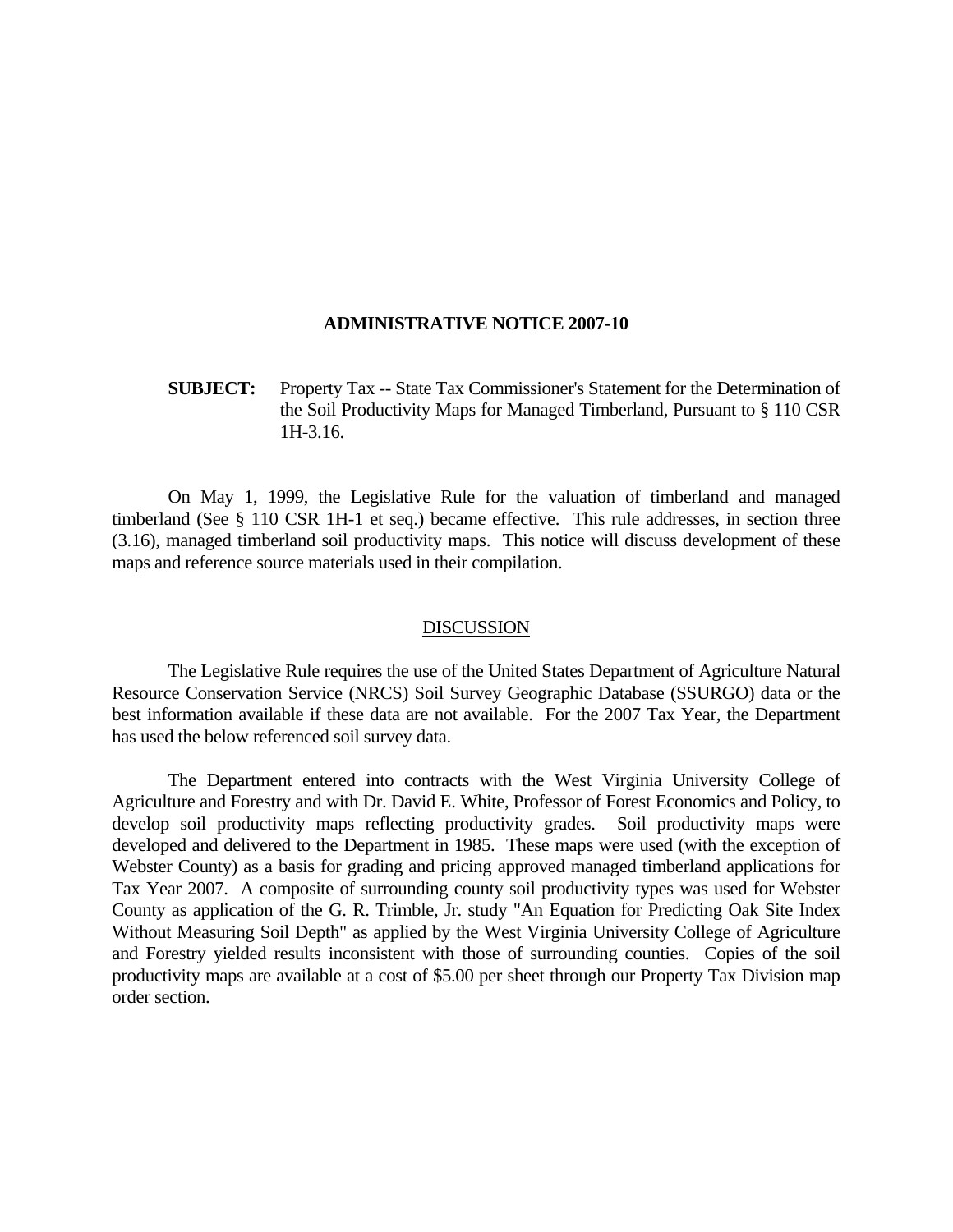# ADMINISTRATIVE NOTICE 2007-10

**SUBJECT:** Property Tax -- State Tax Commissioner's Statement for the Determination of the Soil Productivity Maps for Managed Timberland, Pursuant to § 110 CSR 1H-3.16.

On May 1, 1999, the Legislative Rule for the valuation of timberland and managed timberland (See § 110 CSR 1H-1 et seq.) became effective. This rule addresses, in section three (3.16), managed timberland soil productivity maps. This notice will discuss development of these maps and reference source materials used in their compilation.

## DISCUSSION

The Legislative Rule requires the use of the United States Department of Agriculture Natural Resource Conservation Service (NRCS) Soil Survey Geographic Database (SSURGO) data or the best information available if these data are not available. For the 2007 Tax Year, the Department has used the below referenced soil survey data.

The Department entered into contracts with the West Virginia University College of Agriculture and Forestry and with Dr. David E. White, Professor of Forest Economics and Policy, to develop soil productivity maps reflecting productivity grades. Soil productivity maps were developed and delivered to the Department in 1985. These maps were used (with the exception of Webster County) as a basis for grading and pricing approved managed timberland applications for Tax Year 2007. A composite of surrounding county soil productivity types was used for Webster County as application of the G. R. Trimble, Jr. study "An Equation for Predicting Oak Site Index Without Measuring Soil Depth" as applied by the West Virginia University College of Agriculture and Forestry yielded results inconsistent with those of surrounding counties. Copies of the soil productivity maps are available at a cost of $5.00 per sheet through our Property Tax Division map order section.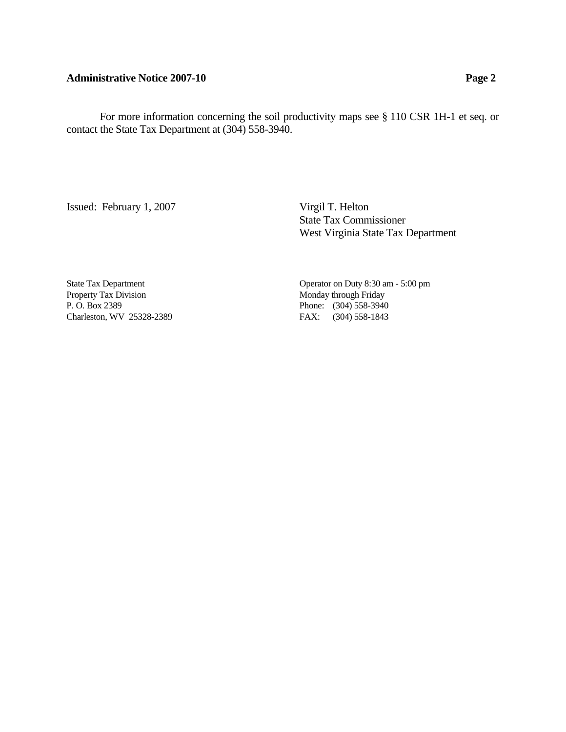For more information concerning the soil productivity maps see § 110 CSR 1H-1 et seq. or contact the State Tax Department at (304) 558-3940.

Issued: February 1, 2007

Virgil T. Helton
State Tax Commissioner
West Virginia State Tax Department

State Tax Department
Property Tax Division
P. O. Box 2389
Charleston, WV 25328-2389

Operator on Duty 8:30 am - 5:00 pm
Monday through Friday
Phone: (304) 558-3940
FAX: (304) 558-1843